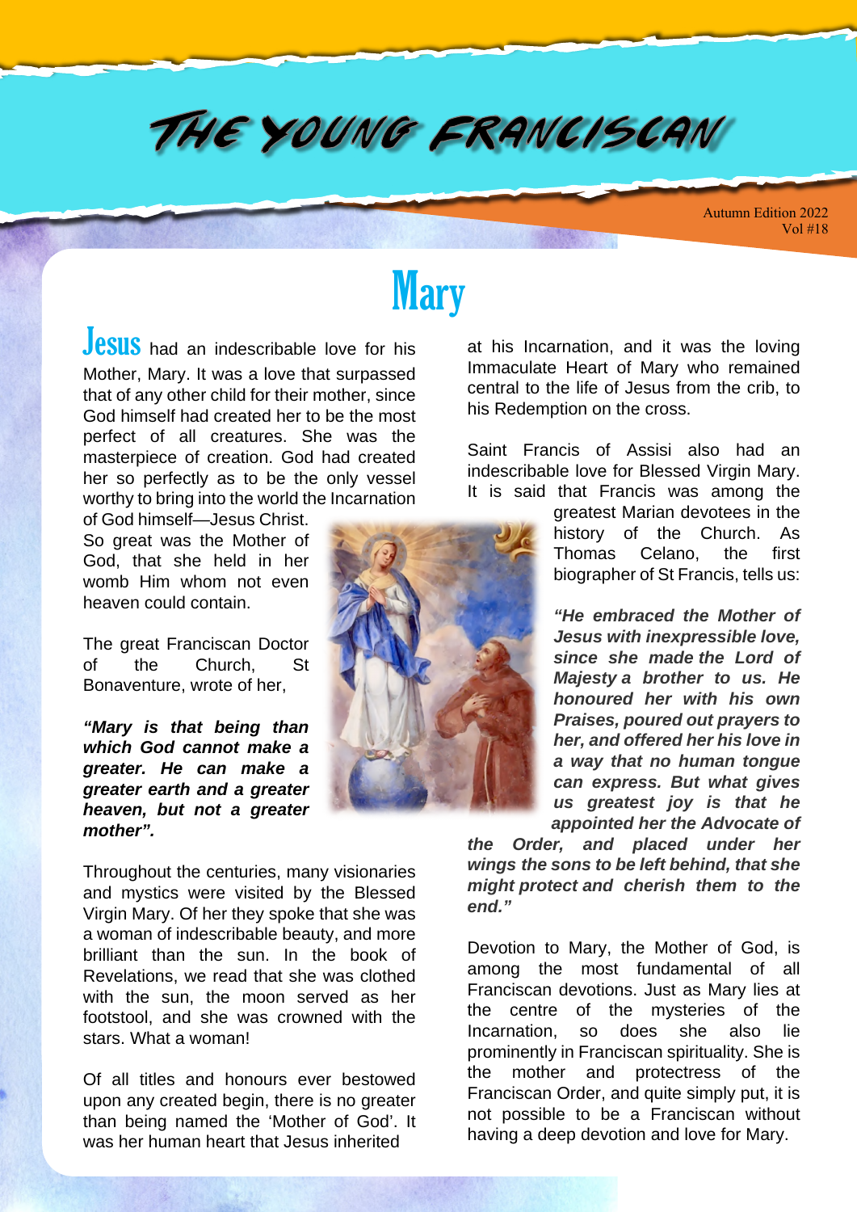# THE YOUNG FRANCISCAN

Autumn Edition 2022
Vol #18

## Mary

**Jesus** had an indescribable love for his Mother, Mary. It was a love that surpassed that of any other child for their mother, since God himself had created her to be the most perfect of all creatures. She was the masterpiece of creation. God had created her so perfectly as to be the only vessel worthy to bring into the world the Incarnation of God himself—Jesus Christ. So great was the Mother of God, that she held in her womb Him whom not even heaven could contain.

The great Franciscan Doctor of the Church, St Bonaventure, wrote of her,

***"Mary is that being than which God cannot make a greater. He can make a greater earth and a greater heaven, but not a greater mother".***

Throughout the centuries, many visionaries and mystics were visited by the Blessed Virgin Mary. Of her they spoke that she was a woman of indescribable beauty, and more brilliant than the sun. In the book of Revelations, we read that she was clothed with the sun, the moon served as her footstool, and she was crowned with the stars. What a woman!

Of all titles and honours ever bestowed upon any created begin, there is no greater than being named the 'Mother of God'. It was her human heart that Jesus inherited at his Incarnation, and it was the loving Immaculate Heart of Mary who remained central to the life of Jesus from the crib, to his Redemption on the cross.

Saint Francis of Assisi also had an indescribable love for Blessed Virgin Mary. It is said that Francis was among the greatest Marian devotees in the history of the Church. As Thomas Celano, the first biographer of St Francis, tells us:

***"He embraced the Mother of Jesus with inexpressible love, since she made the Lord of Majesty a brother to us. He honoured her with his own Praises, poured out prayers to her, and offered her his love in a way that no human tongue can express. But what gives us greatest joy is that he appointed her the Advocate of the Order, and placed under her wings the sons to be left behind, that she might protect and cherish them to the end."***

Devotion to Mary, the Mother of God, is among the most fundamental of all Franciscan devotions. Just as Mary lies at the centre of the mysteries of the Incarnation, so does she also lie prominently in Franciscan spirituality. She is the mother and protectress of the Franciscan Order, and quite simply put, it is not possible to be a Franciscan without having a deep devotion and love for Mary.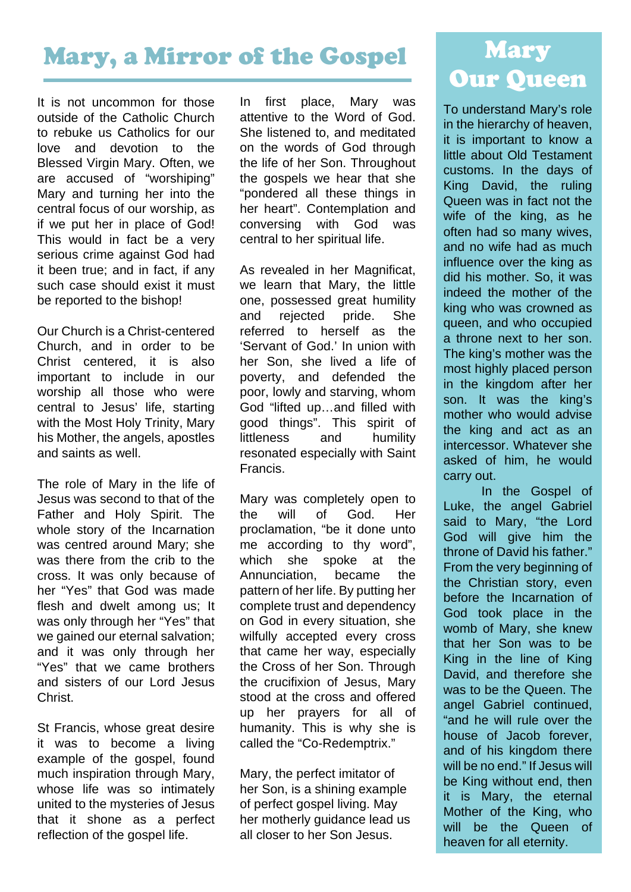# Mary, a Mirror of the Gospel

It is not uncommon for those outside of the Catholic Church to rebuke us Catholics for our love and devotion to the Blessed Virgin Mary. Often, we are accused of "worshiping" Mary and turning her into the central focus of our worship, as if we put her in place of God! This would in fact be a very serious crime against God had it been true; and in fact, if any such case should exist it must be reported to the bishop!

Our Church is a Christ-centered Church, and in order to be Christ centered, it is also important to include in our worship all those who were central to Jesus' life, starting with the Most Holy Trinity, Mary his Mother, the angels, apostles and saints as well.

The role of Mary in the life of Jesus was second to that of the Father and Holy Spirit. The whole story of the Incarnation was centred around Mary; she was there from the crib to the cross. It was only because of her "Yes" that God was made flesh and dwelt among us; It was only through her "Yes" that we gained our eternal salvation; and it was only through her "Yes" that we came brothers and sisters of our Lord Jesus Christ.

St Francis, whose great desire it was to become a living example of the gospel, found much inspiration through Mary, whose life was so intimately united to the mysteries of Jesus that it shone as a perfect reflection of the gospel life.

In first place, Mary was attentive to the Word of God. She listened to, and meditated on the words of God through the life of her Son. Throughout the gospels we hear that she "pondered all these things in her heart". Contemplation and conversing with God was central to her spiritual life.

As revealed in her Magnificat, we learn that Mary, the little one, possessed great humility and rejected pride. She referred to herself as the 'Servant of God.' In union with her Son, she lived a life of poverty, and defended the poor, lowly and starving, whom God "lifted up…and filled with good things". This spirit of littleness and humility resonated especially with Saint Francis.

Mary was completely open to the will of God. Her proclamation, "be it done unto me according to thy word", which she spoke at the Annunciation, became the pattern of her life. By putting her complete trust and dependency on God in every situation, she wilfully accepted every cross that came her way, especially the Cross of her Son. Through the crucifixion of Jesus, Mary stood at the cross and offered up her prayers for all of humanity. This is why she is called the "Co-Redemptrix."

Mary, the perfect imitator of her Son, is a shining example of perfect gospel living. May her motherly guidance lead us all closer to her Son Jesus.

# Mary Our Queen

To understand Mary's role in the hierarchy of heaven, it is important to know a little about Old Testament customs. In the days of King David, the ruling Queen was in fact not the wife of the king, as he often had so many wives, and no wife had as much influence over the king as did his mother. So, it was indeed the mother of the king who was crowned as queen, and who occupied a throne next to her son. The king's mother was the most highly placed person in the kingdom after her son. It was the king's mother who would advise the king and act as an intercessor. Whatever she asked of him, he would carry out.

In the Gospel of Luke, the angel Gabriel said to Mary, "the Lord God will give him the throne of David his father." From the very beginning of the Christian story, even before the Incarnation of God took place in the womb of Mary, she knew that her Son was to be King in the line of King David, and therefore she was to be the Queen. The angel Gabriel continued, "and he will rule over the house of Jacob forever, and of his kingdom there will be no end." If Jesus will be King without end, then it is Mary, the eternal Mother of the King, who will be the Queen of heaven for all eternity.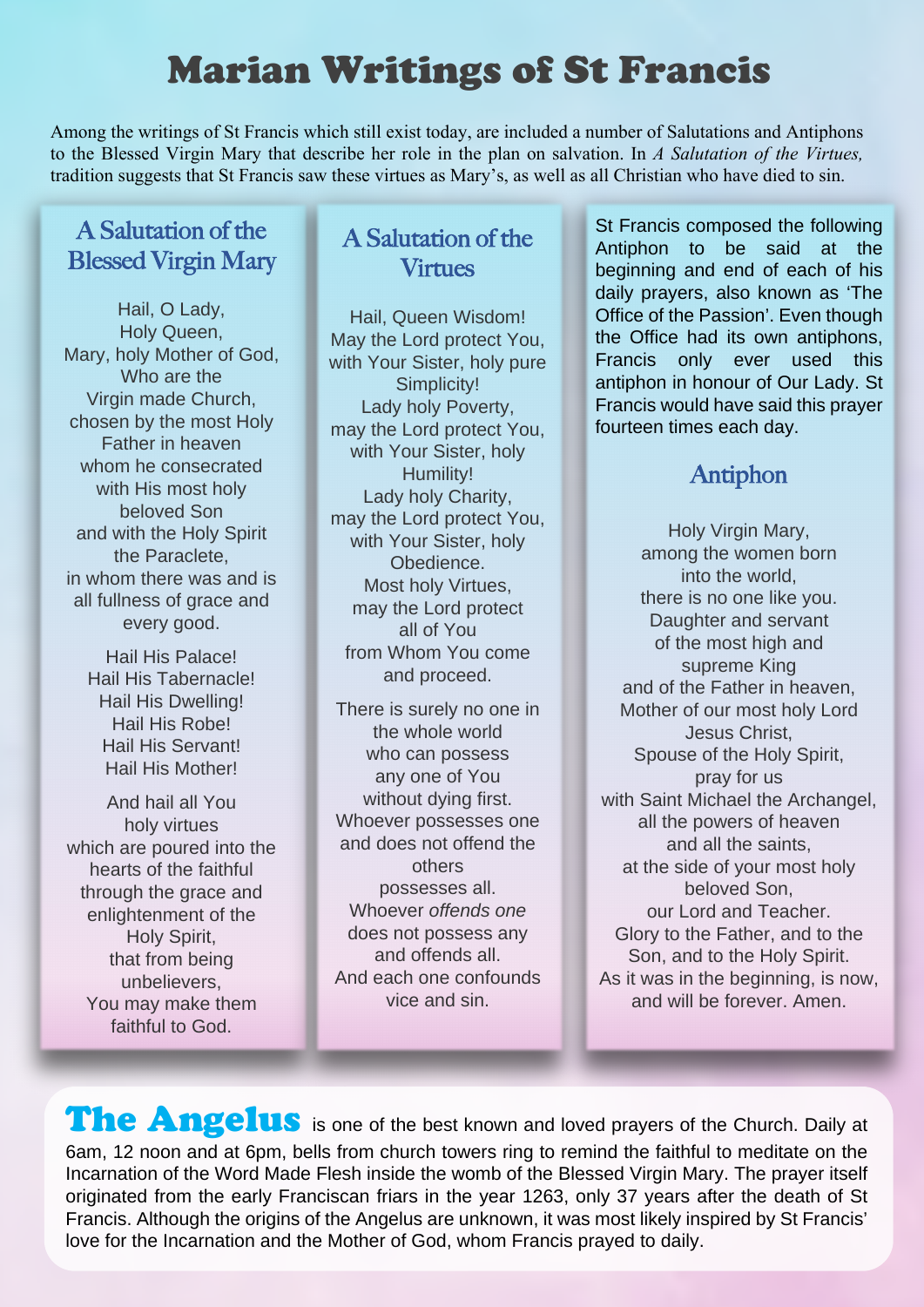# Marian Writings of St Francis

Among the writings of St Francis which still exist today, are included a number of Salutations and Antiphons to the Blessed Virgin Mary that describe her role in the plan on salvation. In *A Salutation of the Virtues,* tradition suggests that St Francis saw these virtues as Mary's, as well as all Christian who have died to sin.

## A Salutation of the Blessed Virgin Mary

Hail, O Lady,
Holy Queen,
Mary, holy Mother of God,
Who are the
Virgin made Church,
chosen by the most Holy
Father in heaven
whom he consecrated
with His most holy
beloved Son
and with the Holy Spirit
the Paraclete,
in whom there was and is
all fullness of grace and
every good.

Hail His Palace!
Hail His Tabernacle!
Hail His Dwelling!
Hail His Robe!
Hail His Servant!
Hail His Mother!

And hail all You
holy virtues
which are poured into the
hearts of the faithful
through the grace and
enlightenment of the
Holy Spirit,
that from being
unbelievers,
You may make them
faithful to God.

## A Salutation of the Virtues

Hail, Queen Wisdom!
May the Lord protect You,
with Your Sister, holy pure
Simplicity!
Lady holy Poverty,
may the Lord protect You,
with Your Sister, holy
Humility!
Lady holy Charity,
may the Lord protect You,
with Your Sister, holy
Obedience.
Most holy Virtues,
may the Lord protect
all of You
from Whom You come
and proceed.

There is surely no one in
the whole world
who can possess
any one of You
without dying first.
Whoever possesses one
and does not offend the
others
possesses all.
Whoever *offends one*
does not possess any
and offends all.
And each one confounds
vice and sin.

St Francis composed the following Antiphon to be said at the beginning and end of each of his daily prayers, also known as 'The Office of the Passion'. Even though the Office had its own antiphons, Francis only ever used this antiphon in honour of Our Lady. St Francis would have said this prayer fourteen times each day.

## Antiphon

Holy Virgin Mary,
among the women born
into the world,
there is no one like you.
Daughter and servant
of the most high and
supreme King
and of the Father in heaven,
Mother of our most holy Lord
Jesus Christ,
Spouse of the Holy Spirit,
pray for us
with Saint Michael the Archangel,
all the powers of heaven
and all the saints,
at the side of your most holy
beloved Son,
our Lord and Teacher.
Glory to the Father, and to the
Son, and to the Holy Spirit.
As it was in the beginning, is now,
and will be forever. Amen.

**The Angelus** is one of the best known and loved prayers of the Church. Daily at 6am, 12 noon and at 6pm, bells from church towers ring to remind the faithful to meditate on the Incarnation of the Word Made Flesh inside the womb of the Blessed Virgin Mary. The prayer itself originated from the early Franciscan friars in the year 1263, only 37 years after the death of St Francis. Although the origins of the Angelus are unknown, it was most likely inspired by St Francis' love for the Incarnation and the Mother of God, whom Francis prayed to daily.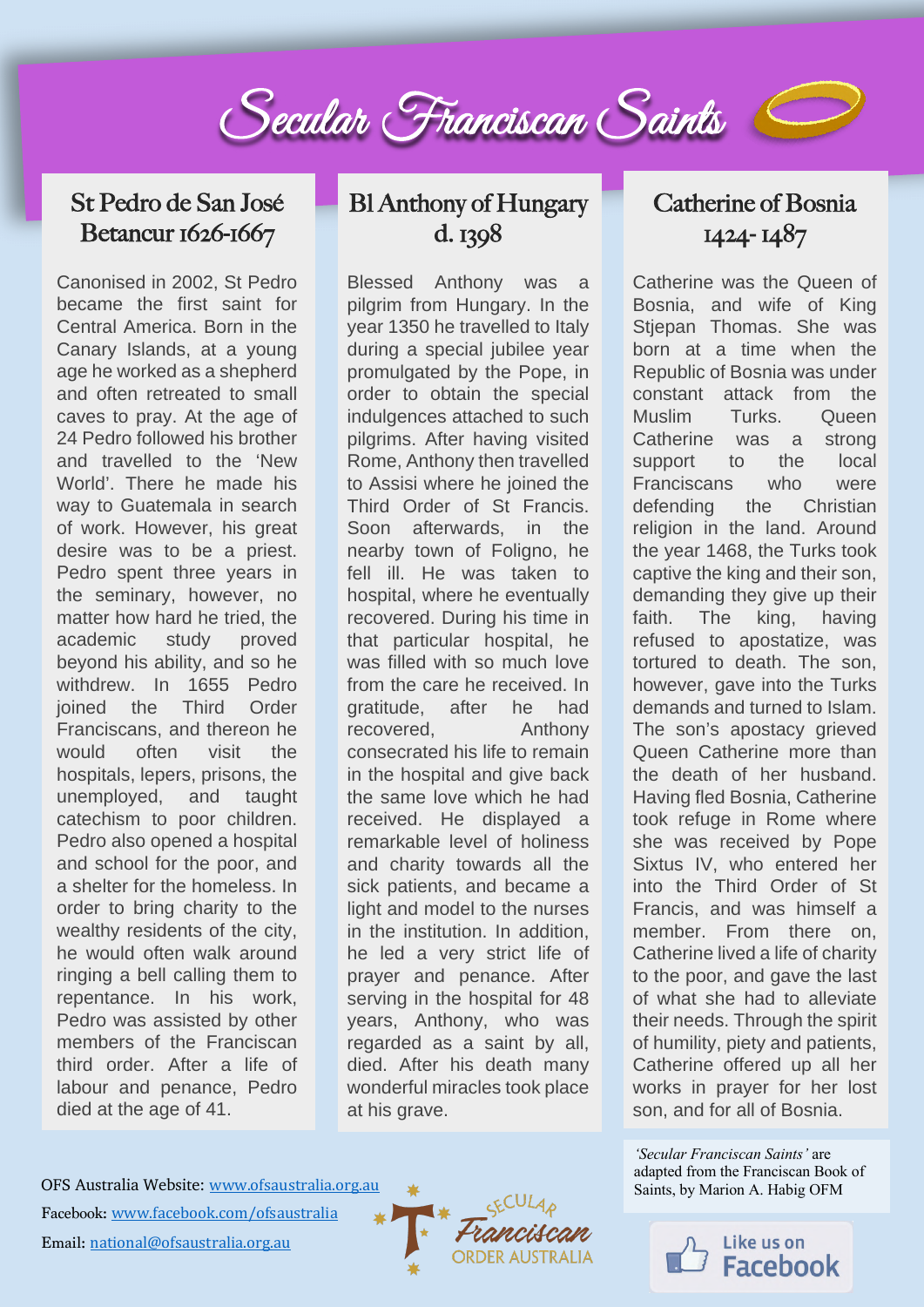# Secular Franciscan Saints

## St Pedro de San José Betancur 1626-1667

Canonised in 2002, St Pedro became the first saint for Central America. Born in the Canary Islands, at a young age he worked as a shepherd and often retreated to small caves to pray. At the age of 24 Pedro followed his brother and travelled to the 'New World'. There he made his way to Guatemala in search of work. However, his great desire was to be a priest. Pedro spent three years in the seminary, however, no matter how hard he tried, the academic study proved beyond his ability, and so he withdrew. In 1655 Pedro joined the Third Order Franciscans, and thereon he would often visit the hospitals, lepers, prisons, the unemployed, and taught catechism to poor children. Pedro also opened a hospital and school for the poor, and a shelter for the homeless. In order to bring charity to the wealthy residents of the city, he would often walk around ringing a bell calling them to repentance. In his work, Pedro was assisted by other members of the Franciscan third order. After a life of labour and penance, Pedro died at the age of 41.

## Bl Anthony of Hungary d. 1398

Blessed Anthony was a pilgrim from Hungary. In the year 1350 he travelled to Italy during a special jubilee year promulgated by the Pope, in order to obtain the special indulgences attached to such pilgrims. After having visited Rome, Anthony then travelled to Assisi where he joined the Third Order of St Francis. Soon afterwards, in the nearby town of Foligno, he fell ill. He was taken to hospital, where he eventually recovered. During his time in that particular hospital, he was filled with so much love from the care he received. In gratitude, after he had recovered, Anthony consecrated his life to remain in the hospital and give back the same love which he had received. He displayed a remarkable level of holiness and charity towards all the sick patients, and became a light and model to the nurses in the institution. In addition, he led a very strict life of prayer and penance. After serving in the hospital for 48 years, Anthony, who was regarded as a saint by all, died. After his death many wonderful miracles took place at his grave.

## Catherine of Bosnia 1424- 1487

Catherine was the Queen of Bosnia, and wife of King Stjepan Thomas. She was born at a time when the Republic of Bosnia was under constant attack from the Muslim Turks. Queen Catherine was a strong support to the local Franciscans who were defending the Christian religion in the land. Around the year 1468, the Turks took captive the king and their son, demanding they give up their faith. The king, having refused to apostatize, was tortured to death. The son, however, gave into the Turks demands and turned to Islam. The son's apostacy grieved Queen Catherine more than the death of her husband. Having fled Bosnia, Catherine took refuge in Rome where she was received by Pope Sixtus IV, who entered her into the Third Order of St Francis, and was himself a member. From there on, Catherine lived a life of charity to the poor, and gave the last of what she had to alleviate their needs. Through the spirit of humility, piety and patients, Catherine offered up all her works in prayer for her lost son, and for all of Bosnia.

*'Secular Franciscan Saints'* are adapted from the Franciscan Book of Saints, by Marion A. Habig OFM

OFS Australia Website: www.ofsaustralia.org.au

Facebook: www.facebook.com/ofsaustralia

Email: national@ofsaustralia.org.au

Secular Franciscan Order Australia

Like us on Facebook